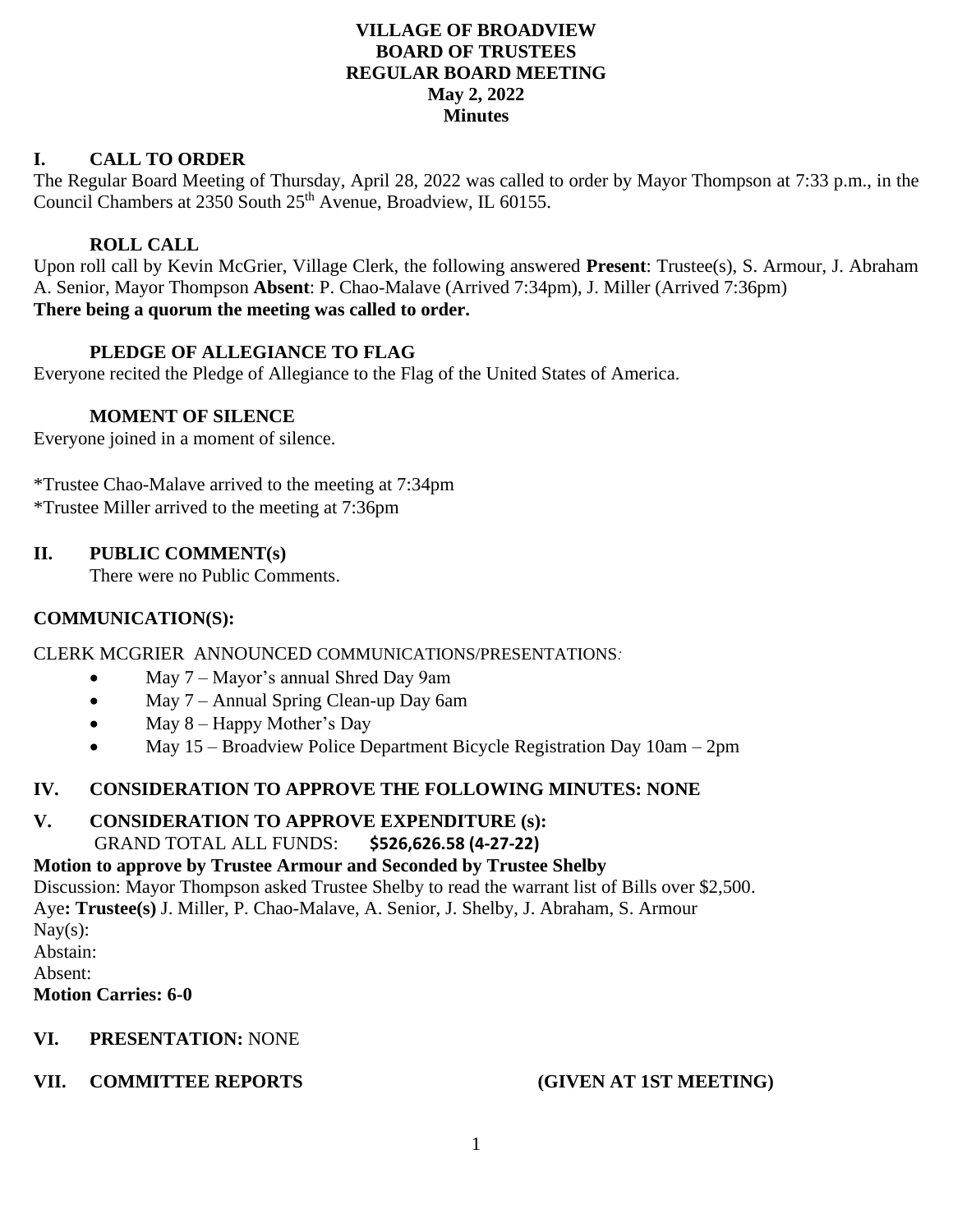**VILLAGE OF BROADVIEW**
**BOARD OF TRUSTEES**
**REGULAR BOARD MEETING**
**May 2, 2022**
**Minutes**

## I. CALL TO ORDER

The Regular Board Meeting of Thursday, April 28, 2022 was called to order by Mayor Thompson at 7:33 p.m., in the Council Chambers at 2350 South 25th Avenue, Broadview, IL 60155.

### ROLL CALL

Upon roll call by Kevin McGrier, Village Clerk, the following answered **Present**: Trustee(s), S. Armour, J. Abraham A. Senior, Mayor Thompson **Absent**: P. Chao-Malave (Arrived 7:34pm), J. Miller (Arrived 7:36pm)
**There being a quorum the meeting was called to order.**

### PLEDGE OF ALLEGIANCE TO FLAG

Everyone recited the Pledge of Allegiance to the Flag of the United States of America.

### MOMENT OF SILENCE

Everyone joined in a moment of silence.

*Trustee Chao-Malave arrived to the meeting at 7:34pm
*Trustee Miller arrived to the meeting at 7:36pm

## II. PUBLIC COMMENT(s)

There were no Public Comments.

## COMMUNICATION(S):

CLERK MCGRIER ANNOUNCED COMMUNICATIONS/PRESENTATIONS*:*

- May 7 – Mayor's annual Shred Day 9am
- May 7 – Annual Spring Clean-up Day 6am
- May 8 – Happy Mother's Day
- May 15 – Broadview Police Department Bicycle Registration Day 10am – 2pm

## IV. CONSIDERATION TO APPROVE THE FOLLOWING MINUTES: NONE

## V. CONSIDERATION TO APPROVE EXPENDITURE (s):

GRAND TOTAL ALL FUNDS: **$526,626.58 (4-27-22)**

**Motion to approve by Trustee Armour and Seconded by Trustee Shelby**
Discussion: Mayor Thompson asked Trustee Shelby to read the warrant list of Bills over $2,500.
Aye**: Trustee(s)** J. Miller, P. Chao-Malave, A. Senior, J. Shelby, J. Abraham, S. Armour
Nay(s):
Abstain:
Absent:
**Motion Carries: 6-0**

## VI. PRESENTATION: NONE

## VII. COMMITTEE REPORTS (GIVEN AT 1ST MEETING)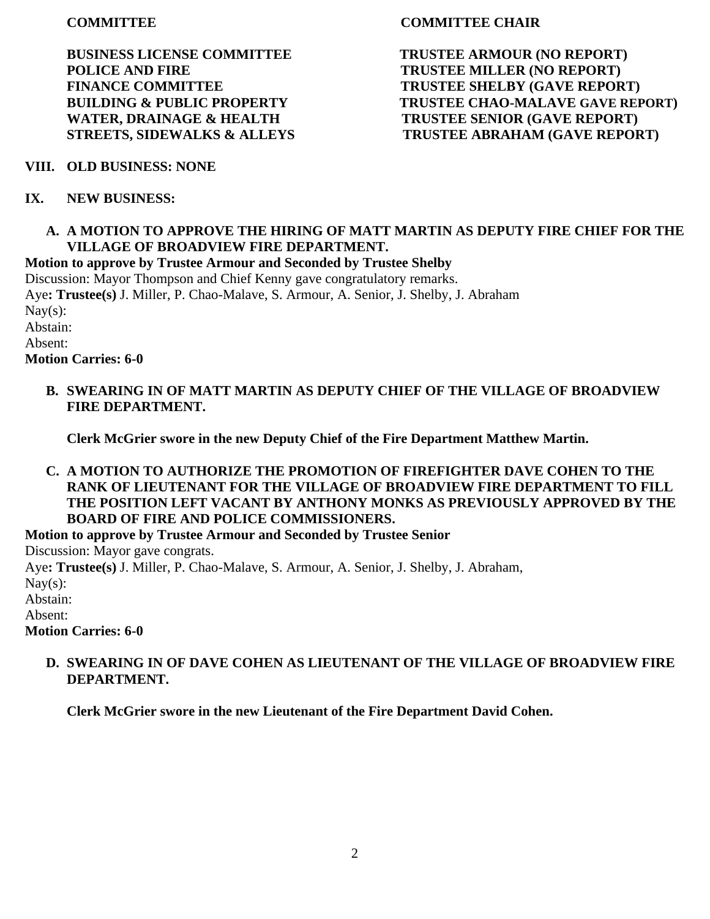| COMMITTEE | COMMITTEE CHAIR |
|---|---|
| BUSINESS LICENSE COMMITTEE | TRUSTEE ARMOUR (NO REPORT) |
| POLICE AND FIRE | TRUSTEE MILLER (NO REPORT) |
| FINANCE COMMITTEE | TRUSTEE SHELBY (GAVE REPORT) |
| BUILDING & PUBLIC PROPERTY | TRUSTEE CHAO-MALAVE GAVE REPORT) |
| WATER, DRAINAGE & HEALTH | TRUSTEE SENIOR (GAVE REPORT) |
| STREETS, SIDEWALKS & ALLEYS | TRUSTEE ABRAHAM (GAVE REPORT) |

**VIII. OLD BUSINESS: NONE**

**IX. NEW BUSINESS:**

**A. A MOTION TO APPROVE THE HIRING OF MATT MARTIN AS DEPUTY FIRE CHIEF FOR THE VILLAGE OF BROADVIEW FIRE DEPARTMENT.**

**Motion to approve by Trustee Armour and Seconded by Trustee Shelby**
Discussion: Mayor Thompson and Chief Kenny gave congratulatory remarks.
Aye**: Trustee(s)** J. Miller, P. Chao-Malave, S. Armour, A. Senior, J. Shelby, J. Abraham
Nay(s):
Abstain:
Absent:
**Motion Carries: 6-0**

**B. SWEARING IN OF MATT MARTIN AS DEPUTY CHIEF OF THE VILLAGE OF BROADVIEW FIRE DEPARTMENT.**

**Clerk McGrier swore in the new Deputy Chief of the Fire Department Matthew Martin.**

**C. A MOTION TO AUTHORIZE THE PROMOTION OF FIREFIGHTER DAVE COHEN TO THE RANK OF LIEUTENANT FOR THE VILLAGE OF BROADVIEW FIRE DEPARTMENT TO FILL THE POSITION LEFT VACANT BY ANTHONY MONKS AS PREVIOUSLY APPROVED BY THE BOARD OF FIRE AND POLICE COMMISSIONERS.**

**Motion to approve by Trustee Armour and Seconded by Trustee Senior**
Discussion: Mayor gave congrats.
Aye**: Trustee(s)** J. Miller, P. Chao-Malave, S. Armour, A. Senior, J. Shelby, J. Abraham,
Nay(s):
Abstain:
Absent:
**Motion Carries: 6-0**

**D. SWEARING IN OF DAVE COHEN AS LIEUTENANT OF THE VILLAGE OF BROADVIEW FIRE DEPARTMENT.**

**Clerk McGrier swore in the new Lieutenant of the Fire Department David Cohen.**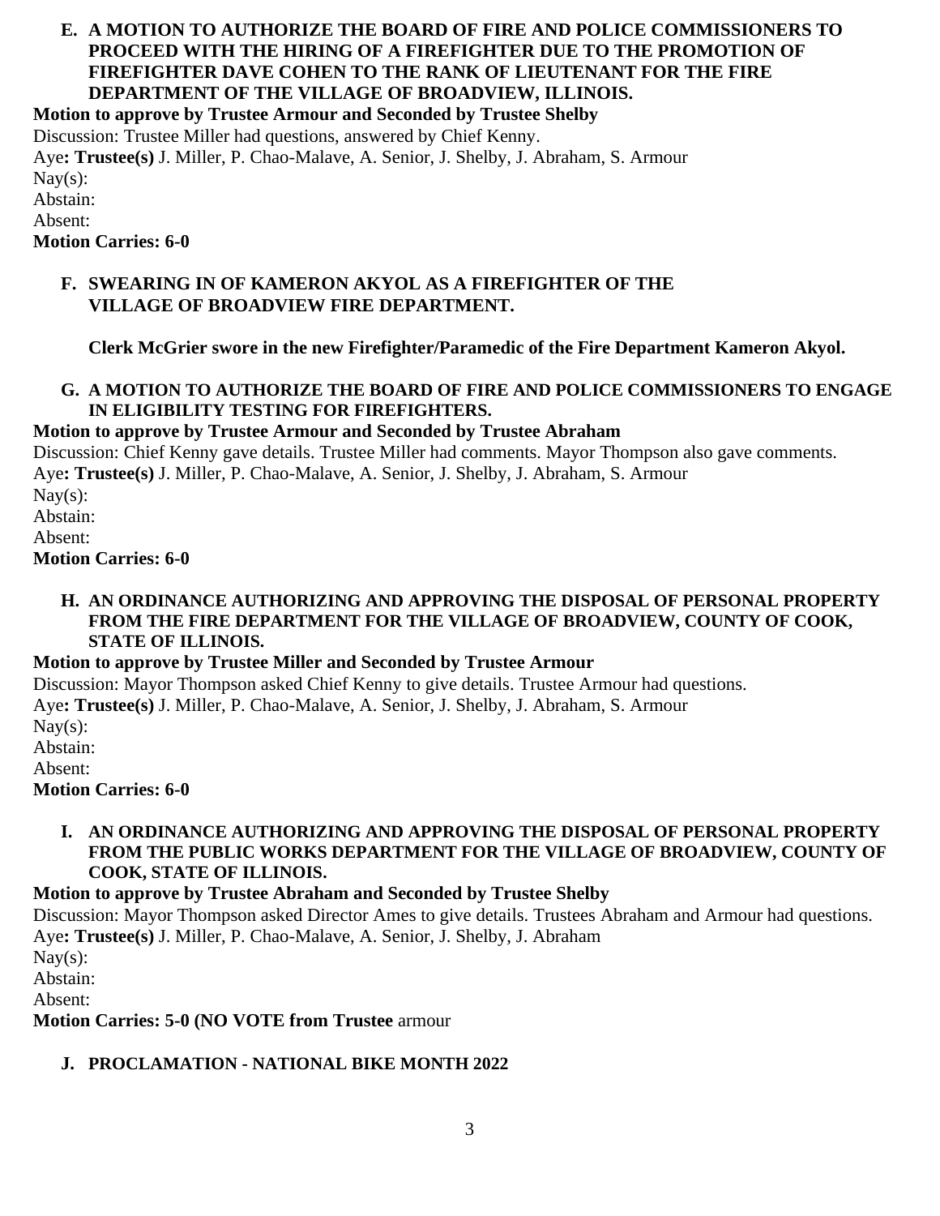**E. A MOTION TO AUTHORIZE THE BOARD OF FIRE AND POLICE COMMISSIONERS TO PROCEED WITH THE HIRING OF A FIREFIGHTER DUE TO THE PROMOTION OF FIREFIGHTER DAVE COHEN TO THE RANK OF LIEUTENANT FOR THE FIRE DEPARTMENT OF THE VILLAGE OF BROADVIEW, ILLINOIS.**

**Motion to approve by Trustee Armour and Seconded by Trustee Shelby**

Discussion: Trustee Miller had questions, answered by Chief Kenny.

Aye**: Trustee(s)** J. Miller, P. Chao-Malave, A. Senior, J. Shelby, J. Abraham, S. Armour

Nay(s):

Abstain:

Absent:

**Motion Carries: 6-0**

**F. SWEARING IN OF KAMERON AKYOL AS A FIREFIGHTER OF THE VILLAGE OF BROADVIEW FIRE DEPARTMENT.**

**Clerk McGrier swore in the new Firefighter/Paramedic of the Fire Department Kameron Akyol.**

**G. A MOTION TO AUTHORIZE THE BOARD OF FIRE AND POLICE COMMISSIONERS TO ENGAGE IN ELIGIBILITY TESTING FOR FIREFIGHTERS.**

**Motion to approve by Trustee Armour and Seconded by Trustee Abraham**

Discussion: Chief Kenny gave details. Trustee Miller had comments. Mayor Thompson also gave comments.

Aye**: Trustee(s)** J. Miller, P. Chao-Malave, A. Senior, J. Shelby, J. Abraham, S. Armour

Nay(s):

Abstain:

Absent:

**Motion Carries: 6-0**

**H. AN ORDINANCE AUTHORIZING AND APPROVING THE DISPOSAL OF PERSONAL PROPERTY FROM THE FIRE DEPARTMENT FOR THE VILLAGE OF BROADVIEW, COUNTY OF COOK, STATE OF ILLINOIS.**

**Motion to approve by Trustee Miller and Seconded by Trustee Armour**

Discussion: Mayor Thompson asked Chief Kenny to give details. Trustee Armour had questions.

Aye**: Trustee(s)** J. Miller, P. Chao-Malave, A. Senior, J. Shelby, J. Abraham, S. Armour

Nay(s):

Abstain:

Absent:

**Motion Carries: 6-0**

**I. AN ORDINANCE AUTHORIZING AND APPROVING THE DISPOSAL OF PERSONAL PROPERTY FROM THE PUBLIC WORKS DEPARTMENT FOR THE VILLAGE OF BROADVIEW, COUNTY OF COOK, STATE OF ILLINOIS.**

**Motion to approve by Trustee Abraham and Seconded by Trustee Shelby**

Discussion: Mayor Thompson asked Director Ames to give details. Trustees Abraham and Armour had questions.

Aye**: Trustee(s)** J. Miller, P. Chao-Malave, A. Senior, J. Shelby, J. Abraham

Nay(s):

Abstain:

Absent:

**Motion Carries: 5-0 (NO VOTE from Trustee** armour

**J. PROCLAMATION - NATIONAL BIKE MONTH 2022**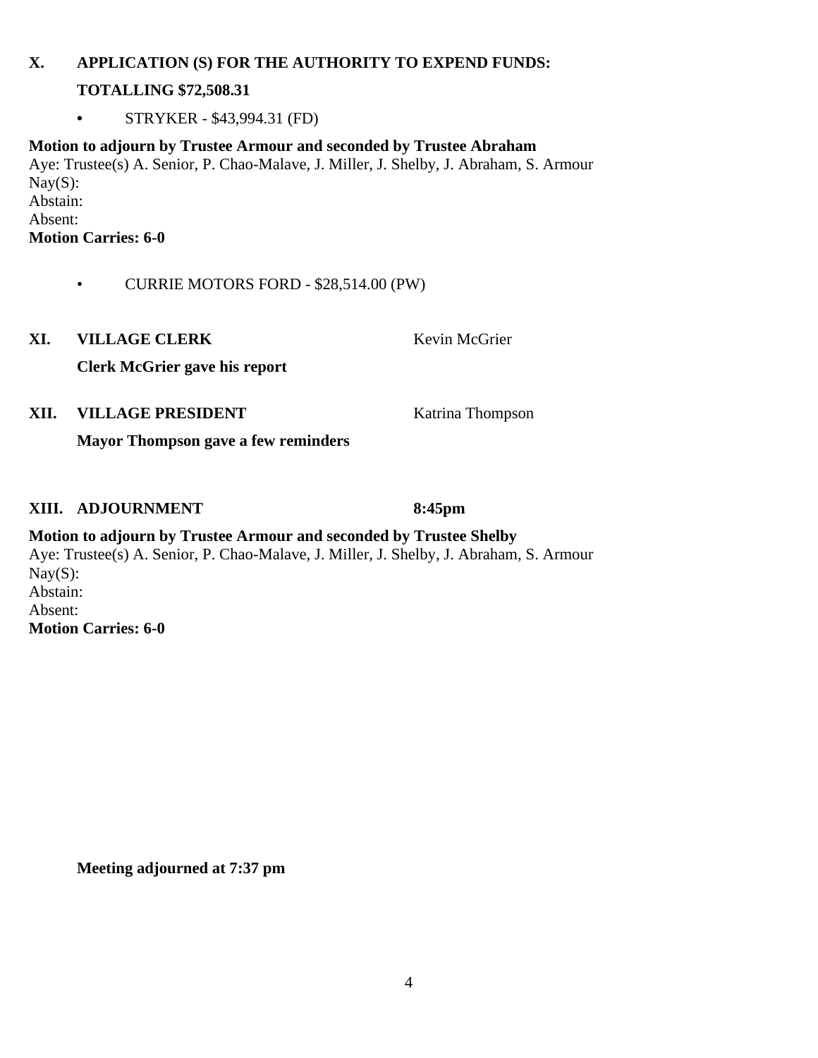## X. APPLICATION (S) FOR THE AUTHORITY TO EXPEND FUNDS:

**TOTALLING $72,508.31**

- STRYKER - $43,994.31 (FD)

**Motion to adjourn by Trustee Armour and seconded by Trustee Abraham**
Aye: Trustee(s) A. Senior, P. Chao-Malave, J. Miller, J. Shelby, J. Abraham, S. Armour
Nay(S):
Abstain:
Absent:
**Motion Carries: 6-0**

- CURRIE MOTORS FORD - $28,514.00 (PW)

## XI. VILLAGE CLERK — Kevin McGrier

**Clerk McGrier gave his report**

## XII. VILLAGE PRESIDENT — Katrina Thompson

**Mayor Thompson gave a few reminders**

## XIII. ADJOURNMENT — 8:45pm

**Motion to adjourn by Trustee Armour and seconded by Trustee Shelby**
Aye: Trustee(s) A. Senior, P. Chao-Malave, J. Miller, J. Shelby, J. Abraham, S. Armour
Nay(S):
Abstain:
Absent:
**Motion Carries: 6-0**

**Meeting adjourned at 7:37 pm**